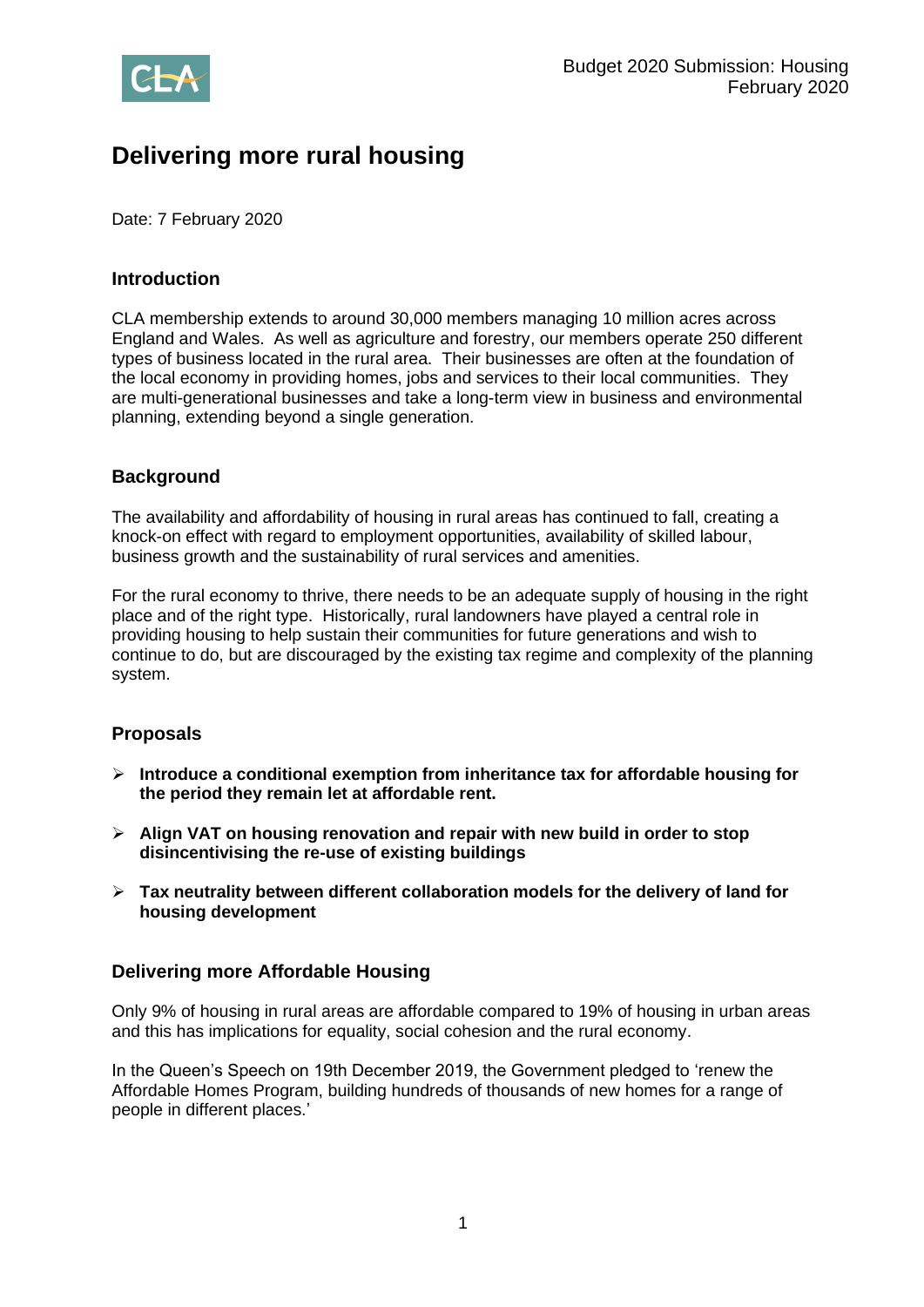Budget 2020 Submission: Housing
February 2020

# Delivering more rural housing

Date: 7 February 2020

## Introduction

CLA membership extends to around 30,000 members managing 10 million acres across England and Wales. As well as agriculture and forestry, our members operate 250 different types of business located in the rural area. Their businesses are often at the foundation of the local economy in providing homes, jobs and services to their local communities. They are multi-generational businesses and take a long-term view in business and environmental planning, extending beyond a single generation.

## Background

The availability and affordability of housing in rural areas has continued to fall, creating a knock-on effect with regard to employment opportunities, availability of skilled labour, business growth and the sustainability of rural services and amenities.

For the rural economy to thrive, there needs to be an adequate supply of housing in the right place and of the right type. Historically, rural landowners have played a central role in providing housing to help sustain their communities for future generations and wish to continue to do, but are discouraged by the existing tax regime and complexity of the planning system.

## Proposals

- **Introduce a conditional exemption from inheritance tax for affordable housing for the period they remain let at affordable rent.**
- **Align VAT on housing renovation and repair with new build in order to stop disincentivising the re-use of existing buildings**
- **Tax neutrality between different collaboration models for the delivery of land for housing development**

## Delivering more Affordable Housing

Only 9% of housing in rural areas are affordable compared to 19% of housing in urban areas and this has implications for equality, social cohesion and the rural economy.

In the Queen's Speech on 19th December 2019, the Government pledged to 'renew the Affordable Homes Program, building hundreds of thousands of new homes for a range of people in different places.'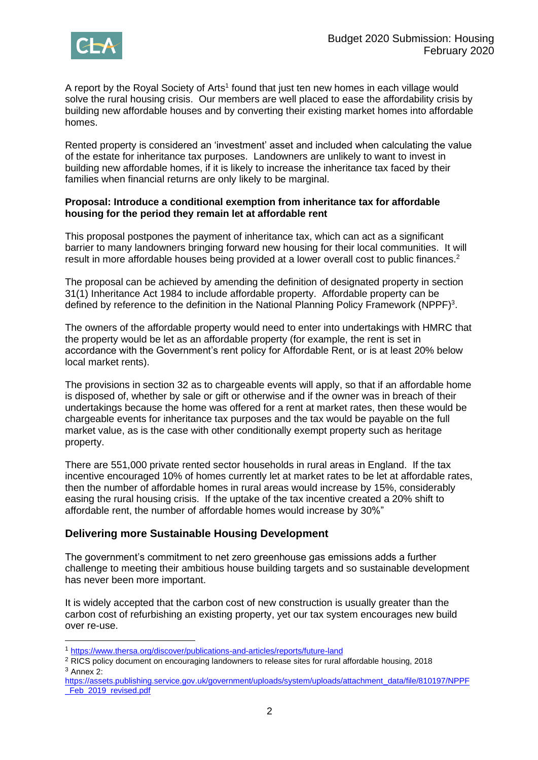A report by the Royal Society of Arts[1] found that just ten new homes in each village would solve the rural housing crisis. Our members are well placed to ease the affordability crisis by building new affordable houses and by converting their existing market homes into affordable homes.

Rented property is considered an 'investment' asset and included when calculating the value of the estate for inheritance tax purposes. Landowners are unlikely to want to invest in building new affordable homes, if it is likely to increase the inheritance tax faced by their families when financial returns are only likely to be marginal.

**Proposal: Introduce a conditional exemption from inheritance tax for affordable housing for the period they remain let at affordable rent**

This proposal postpones the payment of inheritance tax, which can act as a significant barrier to many landowners bringing forward new housing for their local communities. It will result in more affordable houses being provided at a lower overall cost to public finances.[2]

The proposal can be achieved by amending the definition of designated property in section 31(1) Inheritance Act 1984 to include affordable property. Affordable property can be defined by reference to the definition in the National Planning Policy Framework (NPPF)[3].

The owners of the affordable property would need to enter into undertakings with HMRC that the property would be let as an affordable property (for example, the rent is set in accordance with the Government's rent policy for Affordable Rent, or is at least 20% below local market rents).

The provisions in section 32 as to chargeable events will apply, so that if an affordable home is disposed of, whether by sale or gift or otherwise and if the owner was in breach of their undertakings because the home was offered for a rent at market rates, then these would be chargeable events for inheritance tax purposes and the tax would be payable on the full market value, as is the case with other conditionally exempt property such as heritage property.

There are 551,000 private rented sector households in rural areas in England. If the tax incentive encouraged 10% of homes currently let at market rates to be let at affordable rates, then the number of affordable homes in rural areas would increase by 15%, considerably easing the rural housing crisis. If the uptake of the tax incentive created a 20% shift to affordable rent, the number of affordable homes would increase by 30%"

## Delivering more Sustainable Housing Development

The government's commitment to net zero greenhouse gas emissions adds a further challenge to meeting their ambitious house building targets and so sustainable development has never been more important.

It is widely accepted that the carbon cost of new construction is usually greater than the carbon cost of refurbishing an existing property, yet our tax system encourages new build over re-use.

---

[1] https://www.thersa.org/discover/publications-and-articles/reports/future-land

[2] RICS policy document on encouraging landowners to release sites for rural affordable housing, 2018

[3] Annex 2: https://assets.publishing.service.gov.uk/government/uploads/system/uploads/attachment_data/file/810197/NPPF_Feb_2019_revised.pdf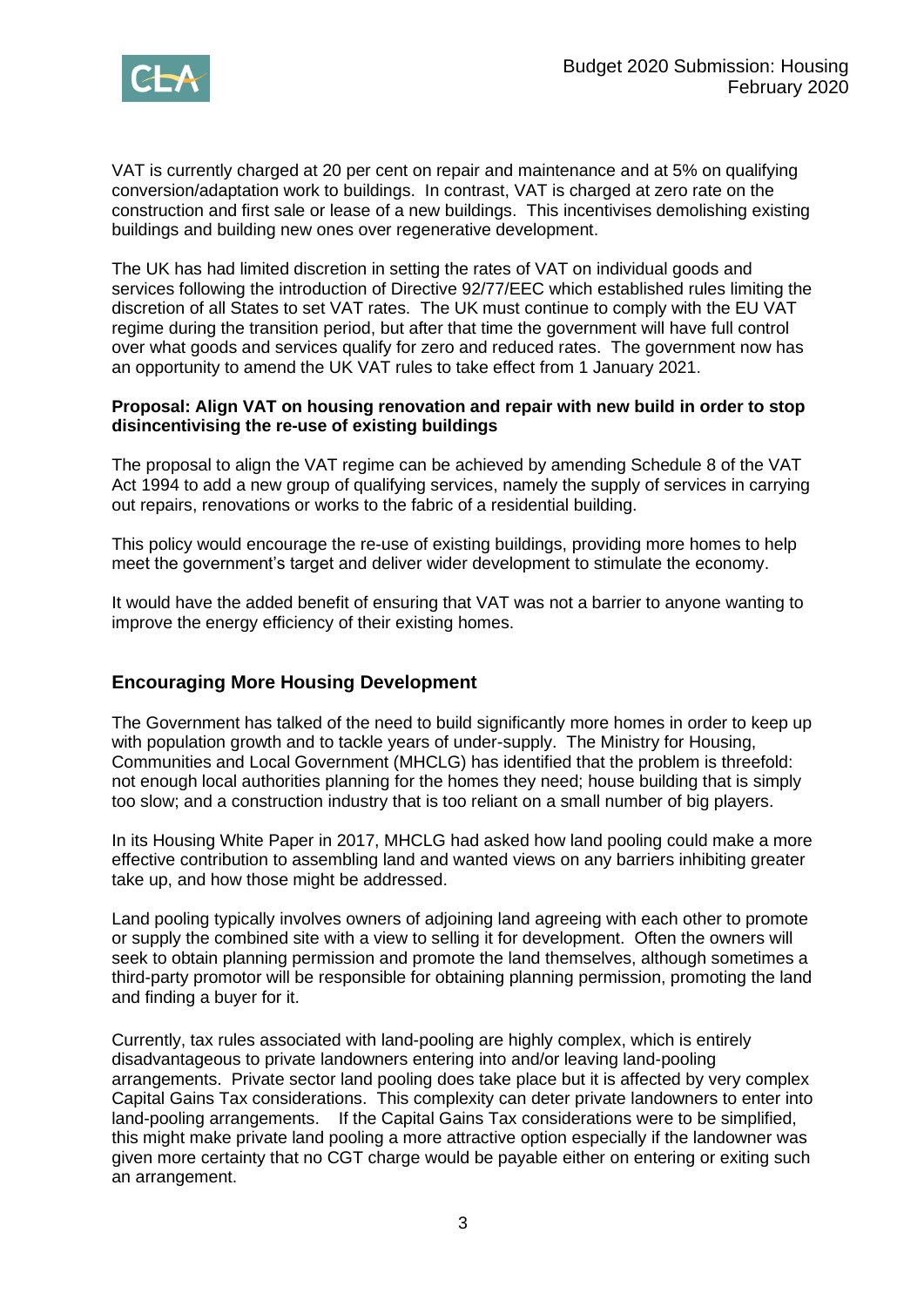VAT is currently charged at 20 per cent on repair and maintenance and at 5% on qualifying conversion/adaptation work to buildings. In contrast, VAT is charged at zero rate on the construction and first sale or lease of a new buildings. This incentivises demolishing existing buildings and building new ones over regenerative development.

The UK has had limited discretion in setting the rates of VAT on individual goods and services following the introduction of Directive 92/77/EEC which established rules limiting the discretion of all States to set VAT rates. The UK must continue to comply with the EU VAT regime during the transition period, but after that time the government will have full control over what goods and services qualify for zero and reduced rates. The government now has an opportunity to amend the UK VAT rules to take effect from 1 January 2021.

**Proposal: Align VAT on housing renovation and repair with new build in order to stop disincentivising the re-use of existing buildings**

The proposal to align the VAT regime can be achieved by amending Schedule 8 of the VAT Act 1994 to add a new group of qualifying services, namely the supply of services in carrying out repairs, renovations or works to the fabric of a residential building.

This policy would encourage the re-use of existing buildings, providing more homes to help meet the government's target and deliver wider development to stimulate the economy.

It would have the added benefit of ensuring that VAT was not a barrier to anyone wanting to improve the energy efficiency of their existing homes.

## Encouraging More Housing Development

The Government has talked of the need to build significantly more homes in order to keep up with population growth and to tackle years of under-supply. The Ministry for Housing, Communities and Local Government (MHCLG) has identified that the problem is threefold: not enough local authorities planning for the homes they need; house building that is simply too slow; and a construction industry that is too reliant on a small number of big players.

In its Housing White Paper in 2017, MHCLG had asked how land pooling could make a more effective contribution to assembling land and wanted views on any barriers inhibiting greater take up, and how those might be addressed.

Land pooling typically involves owners of adjoining land agreeing with each other to promote or supply the combined site with a view to selling it for development. Often the owners will seek to obtain planning permission and promote the land themselves, although sometimes a third-party promotor will be responsible for obtaining planning permission, promoting the land and finding a buyer for it.

Currently, tax rules associated with land-pooling are highly complex, which is entirely disadvantageous to private landowners entering into and/or leaving land-pooling arrangements. Private sector land pooling does take place but it is affected by very complex Capital Gains Tax considerations. This complexity can deter private landowners to enter into land-pooling arrangements. If the Capital Gains Tax considerations were to be simplified, this might make private land pooling a more attractive option especially if the landowner was given more certainty that no CGT charge would be payable either on entering or exiting such an arrangement.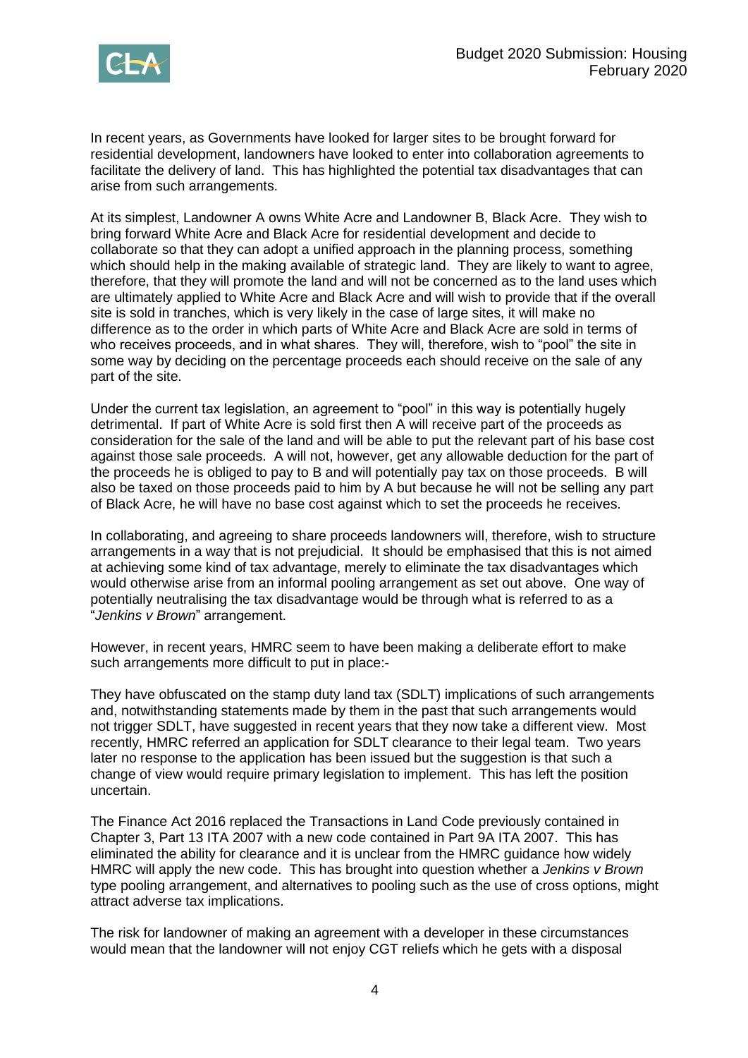In recent years, as Governments have looked for larger sites to be brought forward for residential development, landowners have looked to enter into collaboration agreements to facilitate the delivery of land. This has highlighted the potential tax disadvantages that can arise from such arrangements.

At its simplest, Landowner A owns White Acre and Landowner B, Black Acre. They wish to bring forward White Acre and Black Acre for residential development and decide to collaborate so that they can adopt a unified approach in the planning process, something which should help in the making available of strategic land. They are likely to want to agree, therefore, that they will promote the land and will not be concerned as to the land uses which are ultimately applied to White Acre and Black Acre and will wish to provide that if the overall site is sold in tranches, which is very likely in the case of large sites, it will make no difference as to the order in which parts of White Acre and Black Acre are sold in terms of who receives proceeds, and in what shares. They will, therefore, wish to "pool" the site in some way by deciding on the percentage proceeds each should receive on the sale of any part of the site.

Under the current tax legislation, an agreement to "pool" in this way is potentially hugely detrimental. If part of White Acre is sold first then A will receive part of the proceeds as consideration for the sale of the land and will be able to put the relevant part of his base cost against those sale proceeds. A will not, however, get any allowable deduction for the part of the proceeds he is obliged to pay to B and will potentially pay tax on those proceeds. B will also be taxed on those proceeds paid to him by A but because he will not be selling any part of Black Acre, he will have no base cost against which to set the proceeds he receives.

In collaborating, and agreeing to share proceeds landowners will, therefore, wish to structure arrangements in a way that is not prejudicial. It should be emphasised that this is not aimed at achieving some kind of tax advantage, merely to eliminate the tax disadvantages which would otherwise arise from an informal pooling arrangement as set out above. One way of potentially neutralising the tax disadvantage would be through what is referred to as a "*Jenkins v Brown*" arrangement.

However, in recent years, HMRC seem to have been making a deliberate effort to make such arrangements more difficult to put in place:-

They have obfuscated on the stamp duty land tax (SDLT) implications of such arrangements and, notwithstanding statements made by them in the past that such arrangements would not trigger SDLT, have suggested in recent years that they now take a different view. Most recently, HMRC referred an application for SDLT clearance to their legal team. Two years later no response to the application has been issued but the suggestion is that such a change of view would require primary legislation to implement. This has left the position uncertain.

The Finance Act 2016 replaced the Transactions in Land Code previously contained in Chapter 3, Part 13 ITA 2007 with a new code contained in Part 9A ITA 2007. This has eliminated the ability for clearance and it is unclear from the HMRC guidance how widely HMRC will apply the new code. This has brought into question whether a *Jenkins v Brown* type pooling arrangement, and alternatives to pooling such as the use of cross options, might attract adverse tax implications.

The risk for landowner of making an agreement with a developer in these circumstances would mean that the landowner will not enjoy CGT reliefs which he gets with a disposal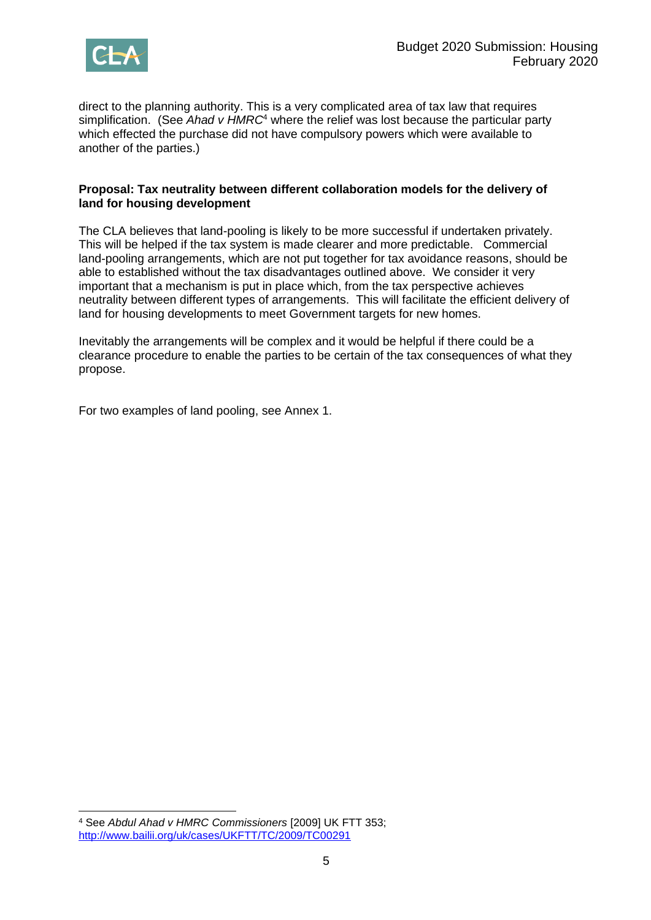direct to the planning authority. This is a very complicated area of tax law that requires simplification. (See *Ahad v HMRC*[4] where the relief was lost because the particular party which effected the purchase did not have compulsory powers which were available to another of the parties.)

**Proposal: Tax neutrality between different collaboration models for the delivery of land for housing development**

The CLA believes that land-pooling is likely to be more successful if undertaken privately. This will be helped if the tax system is made clearer and more predictable. Commercial land-pooling arrangements, which are not put together for tax avoidance reasons, should be able to established without the tax disadvantages outlined above. We consider it very important that a mechanism is put in place which, from the tax perspective achieves neutrality between different types of arrangements. This will facilitate the efficient delivery of land for housing developments to meet Government targets for new homes.

Inevitably the arrangements will be complex and it would be helpful if there could be a clearance procedure to enable the parties to be certain of the tax consequences of what they propose.

For two examples of land pooling, see Annex 1.

---

[4] See *Abdul Ahad v HMRC Commissioners* [2009] UK FTT 353; http://www.bailii.org/uk/cases/UKFTT/TC/2009/TC00291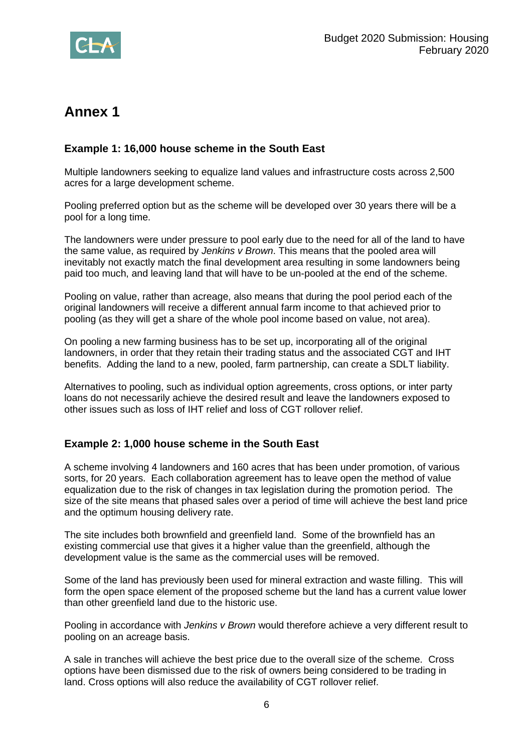## Annex 1

### Example 1: 16,000 house scheme in the South East

Multiple landowners seeking to equalize land values and infrastructure costs across 2,500 acres for a large development scheme.

Pooling preferred option but as the scheme will be developed over 30 years there will be a pool for a long time.

The landowners were under pressure to pool early due to the need for all of the land to have the same value, as required by *Jenkins v Brown*. This means that the pooled area will inevitably not exactly match the final development area resulting in some landowners being paid too much, and leaving land that will have to be un-pooled at the end of the scheme.

Pooling on value, rather than acreage, also means that during the pool period each of the original landowners will receive a different annual farm income to that achieved prior to pooling (as they will get a share of the whole pool income based on value, not area).

On pooling a new farming business has to be set up, incorporating all of the original landowners, in order that they retain their trading status and the associated CGT and IHT benefits. Adding the land to a new, pooled, farm partnership, can create a SDLT liability.

Alternatives to pooling, such as individual option agreements, cross options, or inter party loans do not necessarily achieve the desired result and leave the landowners exposed to other issues such as loss of IHT relief and loss of CGT rollover relief.

### Example 2: 1,000 house scheme in the South East

A scheme involving 4 landowners and 160 acres that has been under promotion, of various sorts, for 20 years. Each collaboration agreement has to leave open the method of value equalization due to the risk of changes in tax legislation during the promotion period. The size of the site means that phased sales over a period of time will achieve the best land price and the optimum housing delivery rate.

The site includes both brownfield and greenfield land. Some of the brownfield has an existing commercial use that gives it a higher value than the greenfield, although the development value is the same as the commercial uses will be removed.

Some of the land has previously been used for mineral extraction and waste filling. This will form the open space element of the proposed scheme but the land has a current value lower than other greenfield land due to the historic use.

Pooling in accordance with *Jenkins v Brown* would therefore achieve a very different result to pooling on an acreage basis.

A sale in tranches will achieve the best price due to the overall size of the scheme. Cross options have been dismissed due to the risk of owners being considered to be trading in land. Cross options will also reduce the availability of CGT rollover relief.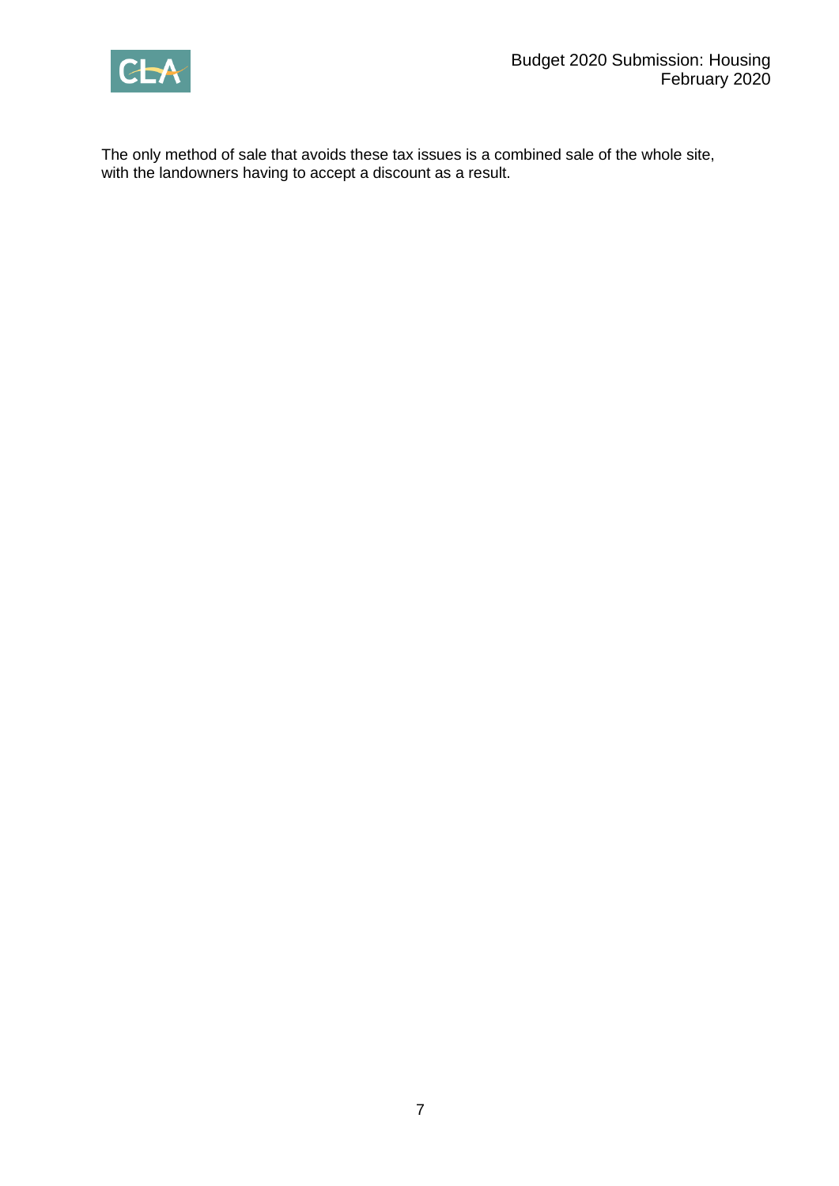The only method of sale that avoids these tax issues is a combined sale of the whole site, with the landowners having to accept a discount as a result.